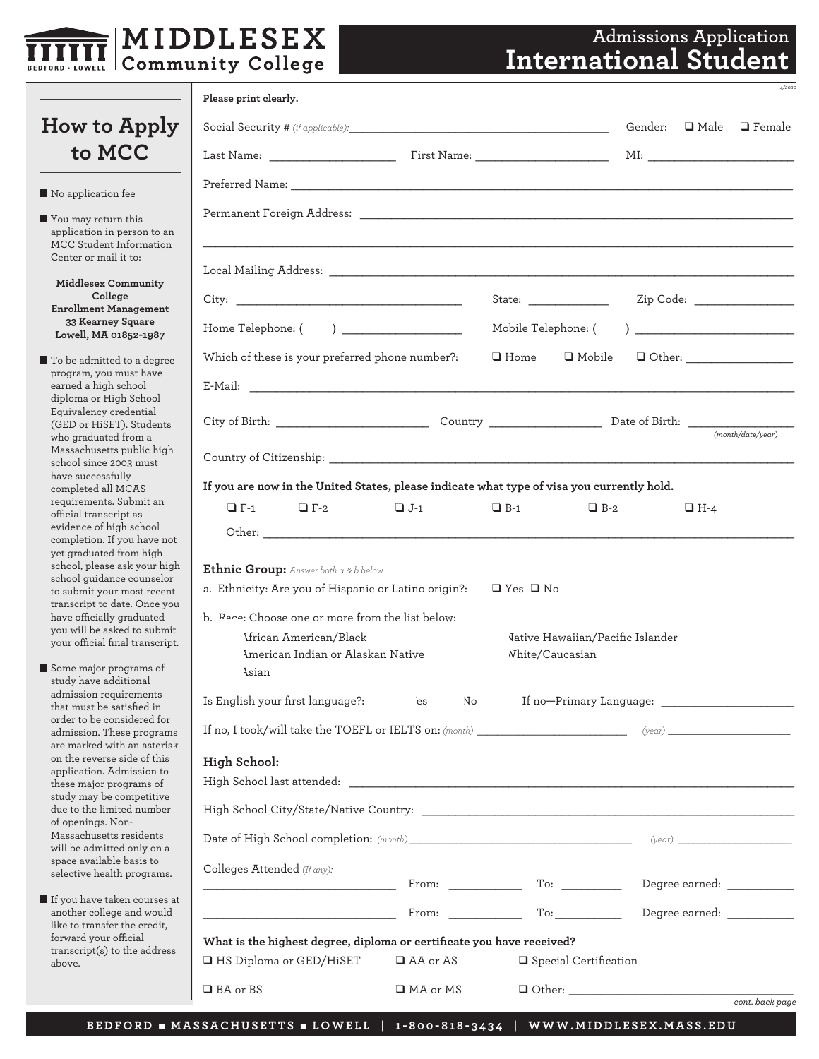# MIDDLESEX Community College

BEDFORD • LOWELL

## Admissions Application
## International Student

4/2020

### How to Apply to MCC

- No application fee
- You may return this application in person to an MCC Student Information Center or mail it to:

  **Middlesex Community College**
  **Enrollment Management**
  **33 Kearney Square**
  **Lowell, MA 01852-1987**

- To be admitted to a degree program, you must have earned a high school diploma or High School Equivalency credential (GED or HiSET). Students who graduated from a Massachusetts public high school since 2003 must have successfully completed all MCAS requirements. Submit an official transcript as evidence of high school completion. If you have not yet graduated from high school, please ask your high school guidance counselor to submit your most recent transcript to date. Once you have officially graduated you will be asked to submit your official final transcript.
- Some major programs of study have additional admission requirements that must be satisfied in order to be considered for admission. These programs are marked with an asterisk on the reverse side of this application. Admission to these major programs of study may be competitive due to the limited number of openings. Non-Massachusetts residents will be admitted only on a space available basis to selective health programs.
- If you have taken courses at another college and would like to transfer the credit, forward your official transcript(s) to the address above.

**Please print clearly.**

Social Security # *(if applicable)*: ______________________ Gender: ❑ Male ❑ Female

Last Name: ______________ First Name: ______________ MI: ______________

Preferred Name: ______________________________

Permanent Foreign Address: ______________________________

______________________________

Local Mailing Address: ______________________________

City: ______________ State: ______ Zip Code: ______

Home Telephone: ( ) ______________ Mobile Telephone: ( ) ______________

Which of these is your preferred phone number?: ❑ Home ❑ Mobile ❑ Other: ______

E-Mail: ______________________________

City of Birth: ______________ Country ______________ Date of Birth: ______________ *(month/date/year)*

Country of Citizenship: ______________________________

**If you are now in the United States, please indicate what type of visa you currently hold.**

❑ F-1 ❑ F-2 ❑ J-1 ❑ B-1 ❑ B-2 ❑ H-4

Other: ______________________________

**Ethnic Group:** *Answer both a & b below*

a. Ethnicity: Are you of Hispanic or Latino origin?: ❑ Yes ❑ No

b. Race: Choose one or more from the list below:

- African American/Black
- American Indian or Alaskan Native
- Asian
- Native Hawaiian/Pacific Islander
- White/Caucasian

Is English your first language?: Yes No If no—Primary Language: ______________

If no, I took/will take the TOEFL or IELTS on: *(month)* ______________ *(year)* ______________

**High School:**

High School last attended: ______________________________

High School City/State/Native Country: ______________________________

Date of High School completion: *(month)* ______________ *(year)* ______________

Colleges Attended *(If any)*:

______________ From: ______ To: ______ Degree earned: ______

______________ From: ______ To: ______ Degree earned: ______

**What is the highest degree, diploma or certificate you have received?**

❑ HS Diploma or GED/HiSET ❑ AA or AS ❑ Special Certification

❑ BA or BS ❑ MA or MS ❑ Other: ______________

*cont. back page*

BEDFORD ■ MASSACHUSETTS ■ LOWELL | 1-800-818-3434 | WWW.MIDDLESEX.MASS.EDU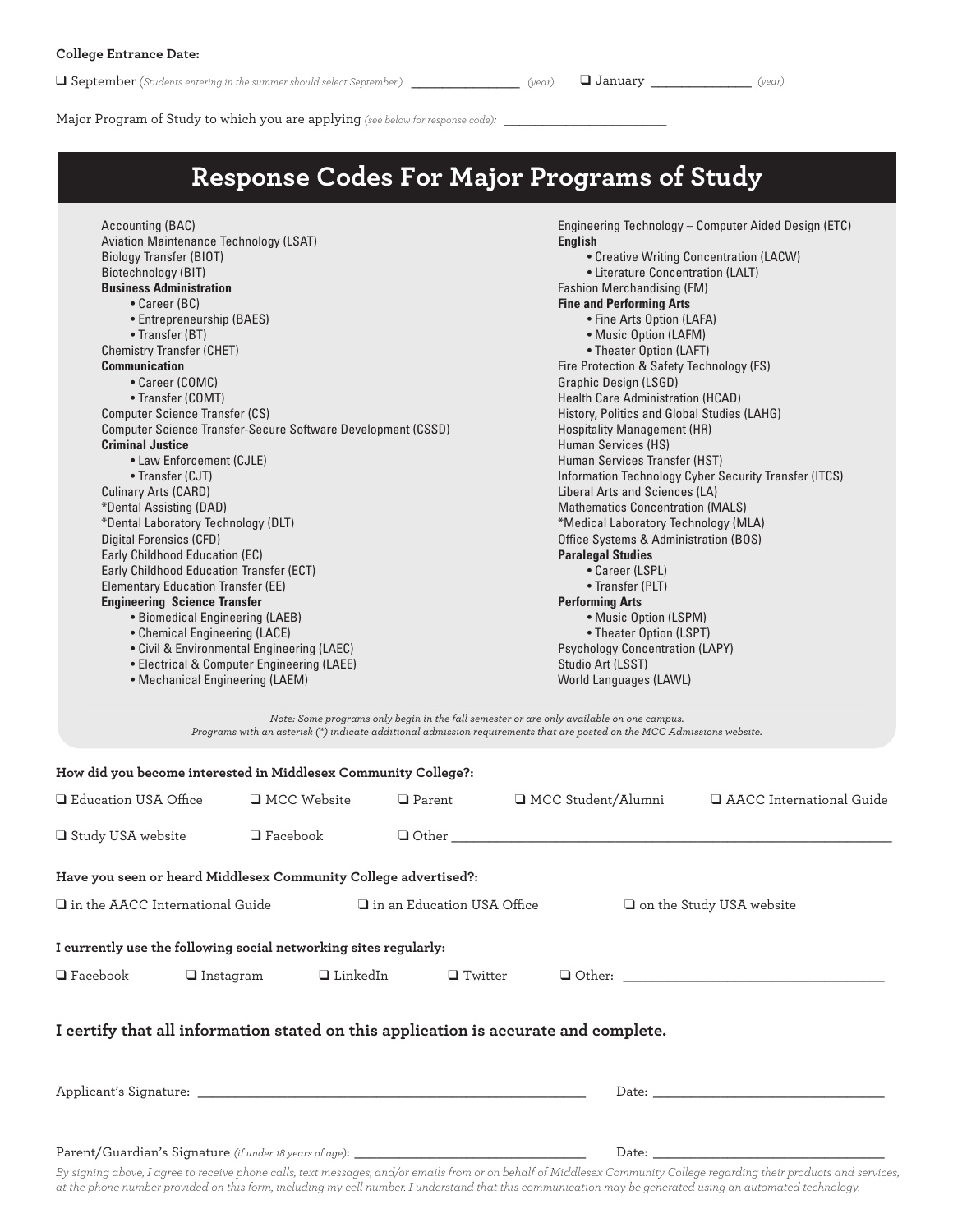**College Entrance Date:**

❑ September *(Students entering in the summer should select September.)* ________________ *(year)* ❑ January _______________ *(year)*

Major Program of Study to which you are applying *(see below for response code):* ________________________

## Response Codes For Major Programs of Study

Accounting (BAC)
Aviation Maintenance Technology (LSAT)
Biology Transfer (BIOT)
Biotechnology (BIT)
**Business Administration**
- Career (BC)
- Entrepreneurship (BAES)
- Transfer (BT)

Chemistry Transfer (CHET)
**Communication**
- Career (COMC)
- Transfer (COMT)

Computer Science Transfer (CS)
Computer Science Transfer-Secure Software Development (CSSD)
**Criminal Justice**
- Law Enforcement (CJLE)
- Transfer (CJT)

Culinary Arts (CARD)
*Dental Assisting (DAD)
*Dental Laboratory Technology (DLT)
Digital Forensics (CFD)
Early Childhood Education (EC)
Early Childhood Education Transfer (ECT)
Elementary Education Transfer (EE)
**Engineering Science Transfer**
- Biomedical Engineering (LAEB)
- Chemical Engineering (LACE)
- Civil & Environmental Engineering (LAEC)
- Electrical & Computer Engineering (LAEE)
- Mechanical Engineering (LAEM)

Engineering Technology – Computer Aided Design (ETC)
**English**
- Creative Writing Concentration (LACW)
- Literature Concentration (LALT)

Fashion Merchandising (FM)
**Fine and Performing Arts**
- Fine Arts Option (LAFA)
- Music Option (LAFM)
- Theater Option (LAFT)

Fire Protection & Safety Technology (FS)
Graphic Design (LSGD)
Health Care Administration (HCAD)
History, Politics and Global Studies (LAHG)
Hospitality Management (HR)
Human Services (HS)
Human Services Transfer (HST)
Information Technology Cyber Security Transfer (ITCS)
Liberal Arts and Sciences (LA)
Mathematics Concentration (MALS)
*Medical Laboratory Technology (MLA)
Office Systems & Administration (BOS)
**Paralegal Studies**
- Career (LSPL)
- Transfer (PLT)

**Performing Arts**
- Music Option (LSPM)
- Theater Option (LSPT)

Psychology Concentration (LAPY)
Studio Art (LSST)
World Languages (LAWL)

*Note: Some programs only begin in the fall semester or are only available on one campus.*
*Programs with an asterisk (*) indicate additional admission requirements that are posted on the MCC Admissions website.*

**How did you become interested in Middlesex Community College?:**

❑ Education USA Office ❑ MCC Website ❑ Parent ❑ MCC Student/Alumni ❑ AACC International Guide

❑ Study USA website ❑ Facebook ❑ Other ____________________________________________

**Have you seen or heard Middlesex Community College advertised?:**

❑ in the AACC International Guide ❑ in an Education USA Office ❑ on the Study USA website

**I currently use the following social networking sites regularly:**

❑ Facebook ❑ Instagram ❑ LinkedIn ❑ Twitter ❑ Other: ______________________________

**I certify that all information stated on this application is accurate and complete.**

Applicant's Signature: ______________________________________________ Date: ________________________

Parent/Guardian's Signature *(if under 18 years of age)*: ___________________________ Date: ________________________

*By signing above, I agree to receive phone calls, text messages, and/or emails from or on behalf of Middlesex Community College regarding their products and services, at the phone number provided on this form, including my cell number. I understand that this communication may be generated using an automated technology.*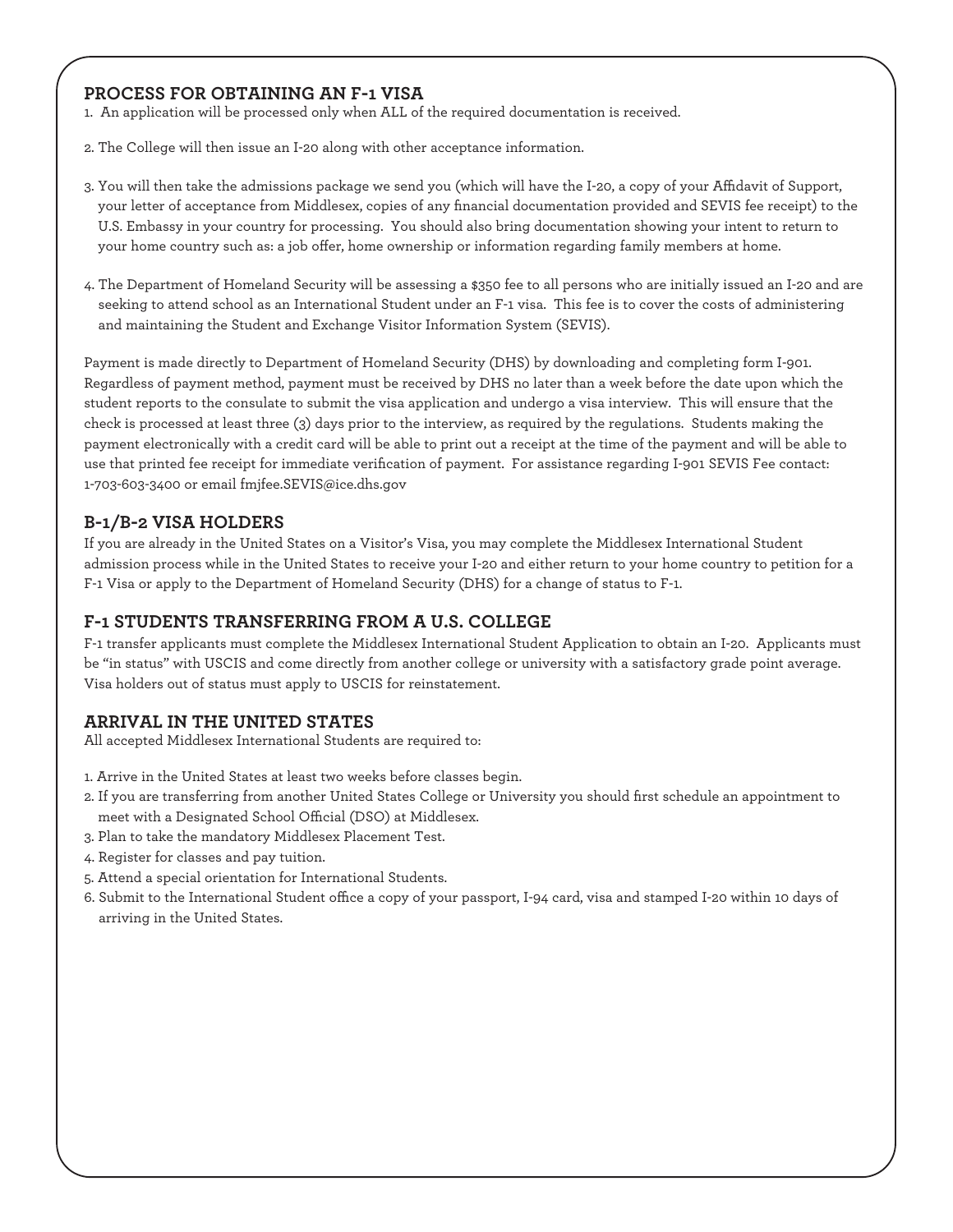## PROCESS FOR OBTAINING AN F-1 VISA

1. An application will be processed only when ALL of the required documentation is received.
2. The College will then issue an I-20 along with other acceptance information.
3. You will then take the admissions package we send you (which will have the I-20, a copy of your Affidavit of Support, your letter of acceptance from Middlesex, copies of any financial documentation provided and SEVIS fee receipt) to the U.S. Embassy in your country for processing. You should also bring documentation showing your intent to return to your home country such as: a job offer, home ownership or information regarding family members at home.
4. The Department of Homeland Security will be assessing a $350 fee to all persons who are initially issued an I-20 and are seeking to attend school as an International Student under an F-1 visa. This fee is to cover the costs of administering and maintaining the Student and Exchange Visitor Information System (SEVIS).

Payment is made directly to Department of Homeland Security (DHS) by downloading and completing form I-901. Regardless of payment method, payment must be received by DHS no later than a week before the date upon which the student reports to the consulate to submit the visa application and undergo a visa interview. This will ensure that the check is processed at least three (3) days prior to the interview, as required by the regulations. Students making the payment electronically with a credit card will be able to print out a receipt at the time of the payment and will be able to use that printed fee receipt for immediate verification of payment. For assistance regarding I-901 SEVIS Fee contact: 1-703-603-3400 or email fmjfee.SEVIS@ice.dhs.gov

## B-1/B-2 VISA HOLDERS

If you are already in the United States on a Visitor's Visa, you may complete the Middlesex International Student admission process while in the United States to receive your I-20 and either return to your home country to petition for a F-1 Visa or apply to the Department of Homeland Security (DHS) for a change of status to F-1.

## F-1 STUDENTS TRANSFERRING FROM A U.S. COLLEGE

F-1 transfer applicants must complete the Middlesex International Student Application to obtain an I-20. Applicants must be "in status" with USCIS and come directly from another college or university with a satisfactory grade point average. Visa holders out of status must apply to USCIS for reinstatement.

## ARRIVAL IN THE UNITED STATES

All accepted Middlesex International Students are required to:

1. Arrive in the United States at least two weeks before classes begin.
2. If you are transferring from another United States College or University you should first schedule an appointment to meet with a Designated School Official (DSO) at Middlesex.
3. Plan to take the mandatory Middlesex Placement Test.
4. Register for classes and pay tuition.
5. Attend a special orientation for International Students.
6. Submit to the International Student office a copy of your passport, I-94 card, visa and stamped I-20 within 10 days of arriving in the United States.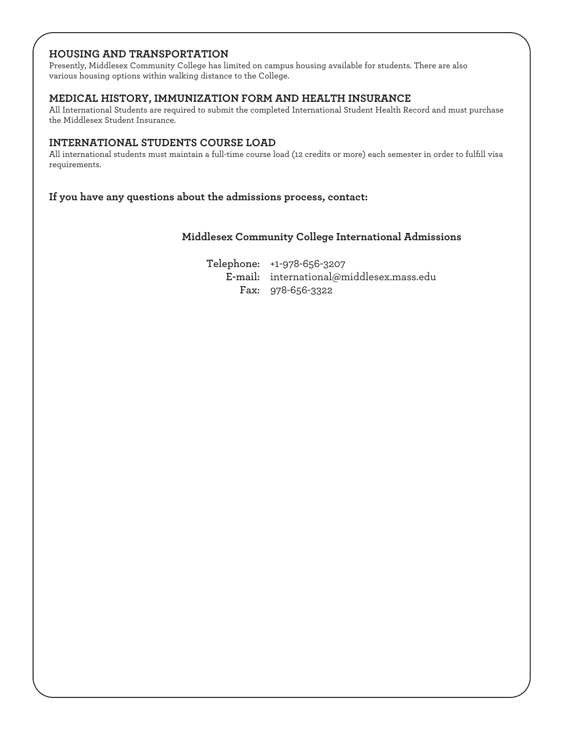## HOUSING AND TRANSPORTATION

Presently, Middlesex Community College has limited on campus housing available for students. There are also various housing options within walking distance to the College.

## MEDICAL HISTORY, IMMUNIZATION FORM AND HEALTH INSURANCE

All International Students are required to submit the completed International Student Health Record and must purchase the Middlesex Student Insurance.

## INTERNATIONAL STUDENTS COURSE LOAD

All international students must maintain a full-time course load (12 credits or more) each semester in order to fulfill visa requirements.

**If you have any questions about the admissions process, contact:**

**Middlesex Community College International Admissions**

**Telephone:** +1-978-656-3207
**E-mail:** international@middlesex.mass.edu
**Fax:** 978-656-3322